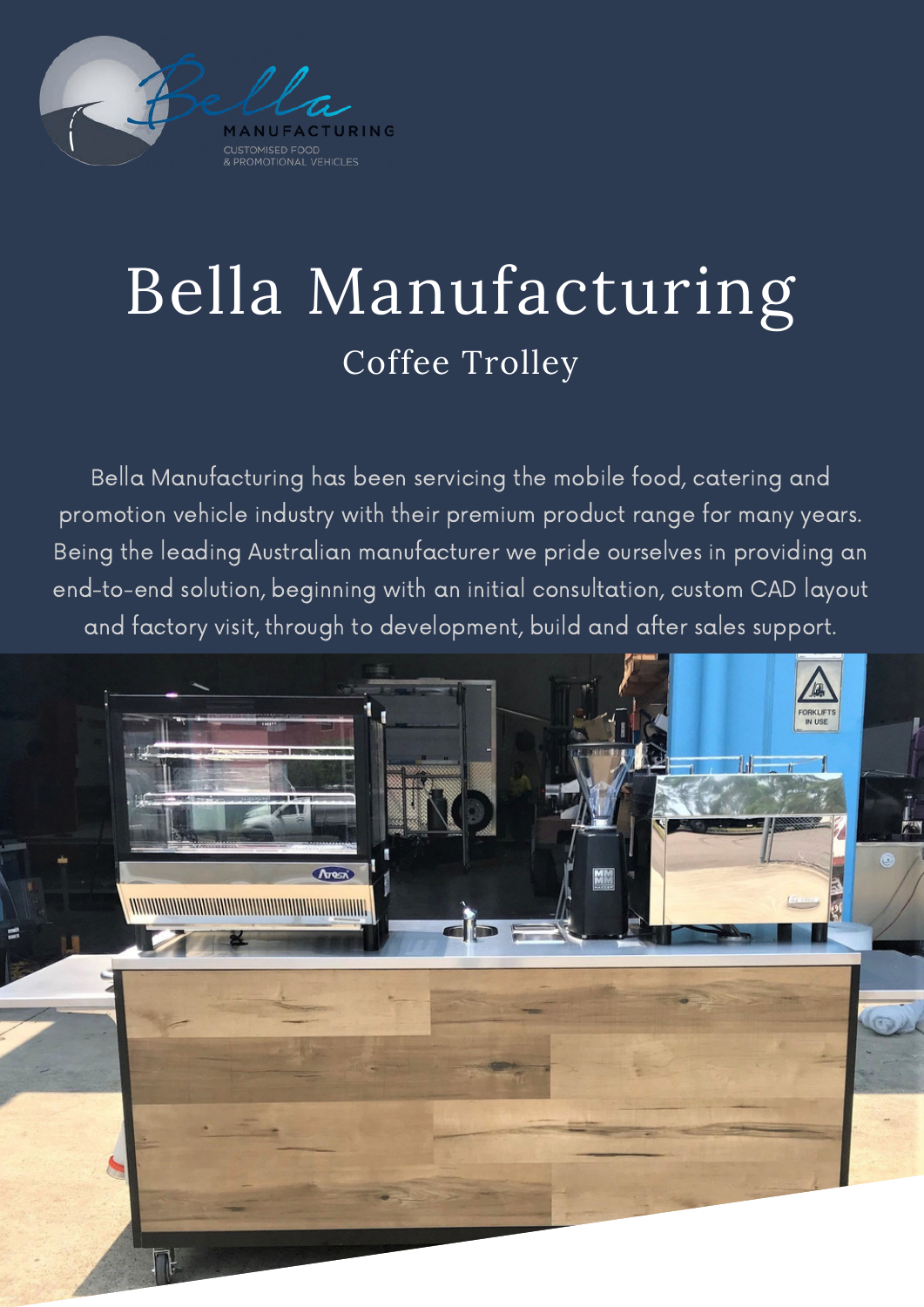# Bella Manufacturing

## Coffee Trolley

Bella Manufacturing has been servicing the mobile food, catering and promotion vehicle industry with their premium product range for many years. Being the leading Australian manufacturer we pride ourselves in providing an end-to-end solution, beginning with an initial consultation, custom CAD layout and factory visit, through to development, build and after sales support.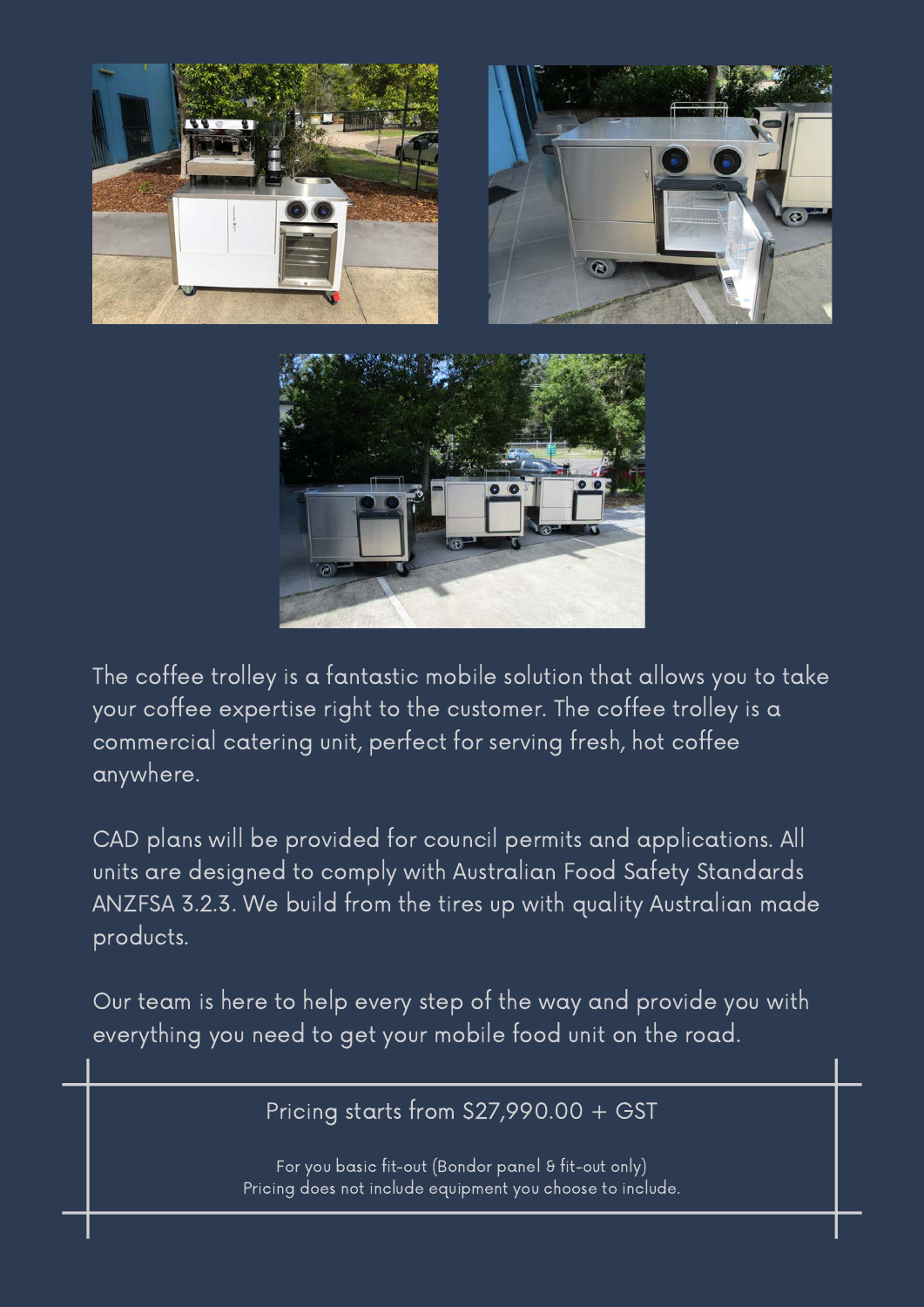The coffee trolley is a fantastic mobile solution that allows you to take your coffee expertise right to the customer. The coffee trolley is a commercial catering unit, perfect for serving fresh, hot coffee anywhere.

CAD plans will be provided for council permits and applications. All units are designed to comply with Australian Food Safety Standards ANZFSA 3.2.3. We build from the tires up with quality Australian made products.

Our team is here to help every step of the way and provide you with everything you need to get your mobile food unit on the road.

Pricing starts from $27,990.00 + GST

For you basic fit-out (Bondor panel & fit-out only)
Pricing does not include equipment you choose to include.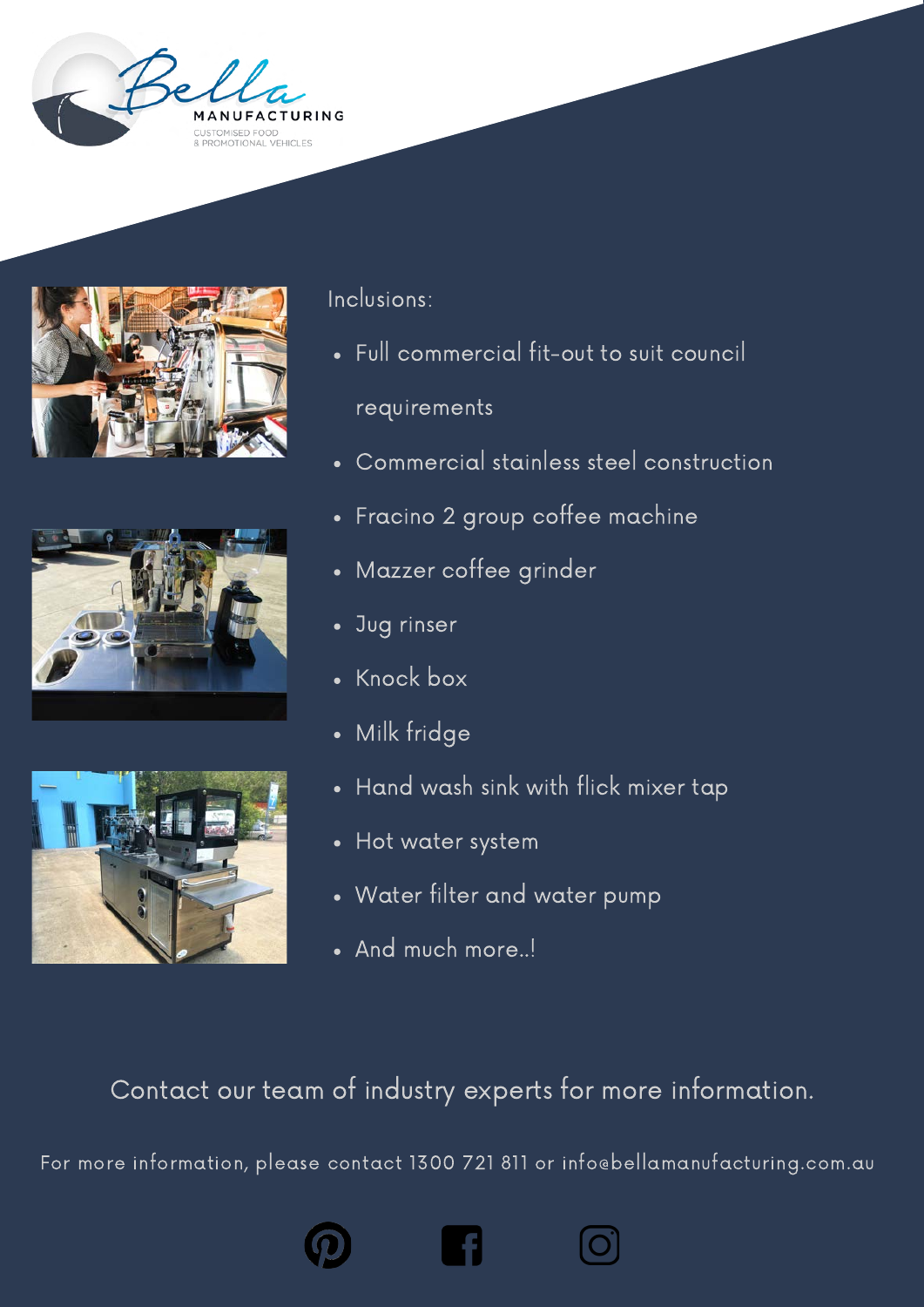Bella MANUFACTURING

CUSTOMISED FOOD & PROMOTIONAL VEHICLES

Inclusions:

- Full commercial fit-out to suit council requirements
- Commercial stainless steel construction
- Fracino 2 group coffee machine
- Mazzer coffee grinder
- Jug rinser
- Knock box
- Milk fridge
- Hand wash sink with flick mixer tap
- Hot water system
- Water filter and water pump
- And much more..!

Contact our team of industry experts for more information.

For more information, please contact 1300 721 811 or info@bellamanufacturing.com.au